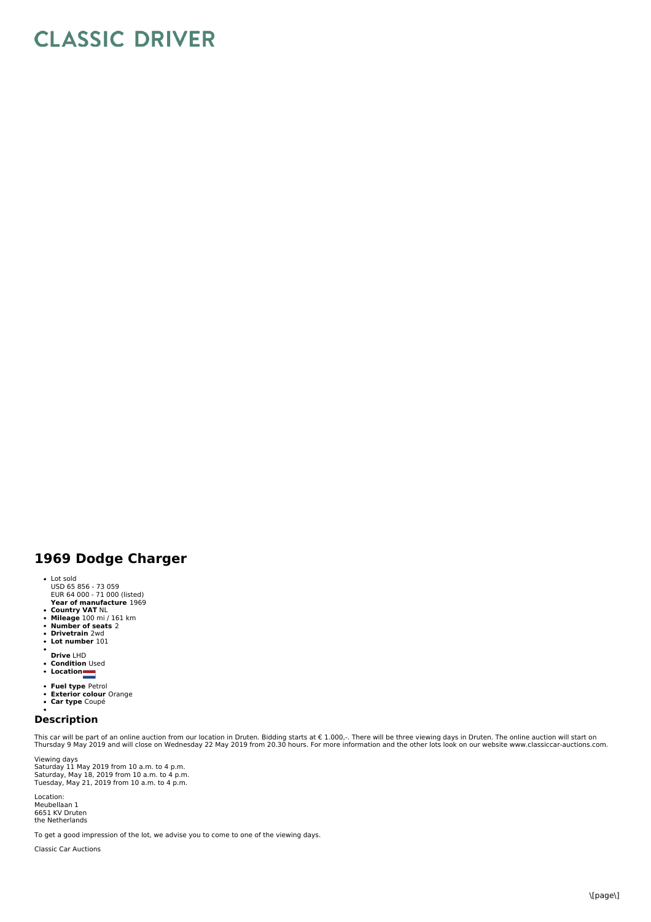# CLASSIC DRIVER

## 1969 Dodge Charger

- Lot sold
  USD 65 856 - 73 059
  EUR 64 000 - 71 000 (listed)
  **Year of manufacture** 1969
- **Country VAT** NL
- **Mileage** 100 mi / 161 km
- **Number of seats** 2
- **Drivetrain** 2wd
- **Lot number** 101
- **Drive** LHD
- **Condition** Used
- **Location**
- **Fuel type** Petrol
- **Exterior colour** Orange
- **Car type** Coupé

### Description

This car will be part of an online auction from our location in Druten. Bidding starts at € 1.000,-. There will be three viewing days in Druten. The online auction will start on Thursday 9 May 2019 and will close on Wednesday 22 May 2019 from 20.30 hours. For more information and the other lots look on our website www.classiccar-auctions.com.

Viewing days
Saturday 11 May 2019 from 10 a.m. to 4 p.m.
Saturday, May 18, 2019 from 10 a.m. to 4 p.m.
Tuesday, May 21, 2019 from 10 a.m. to 4 p.m.

Location:
Meubellaan 1
6651 KV Druten
the Netherlands

To get a good impression of the lot, we advise you to come to one of the viewing days.

Classic Car Auctions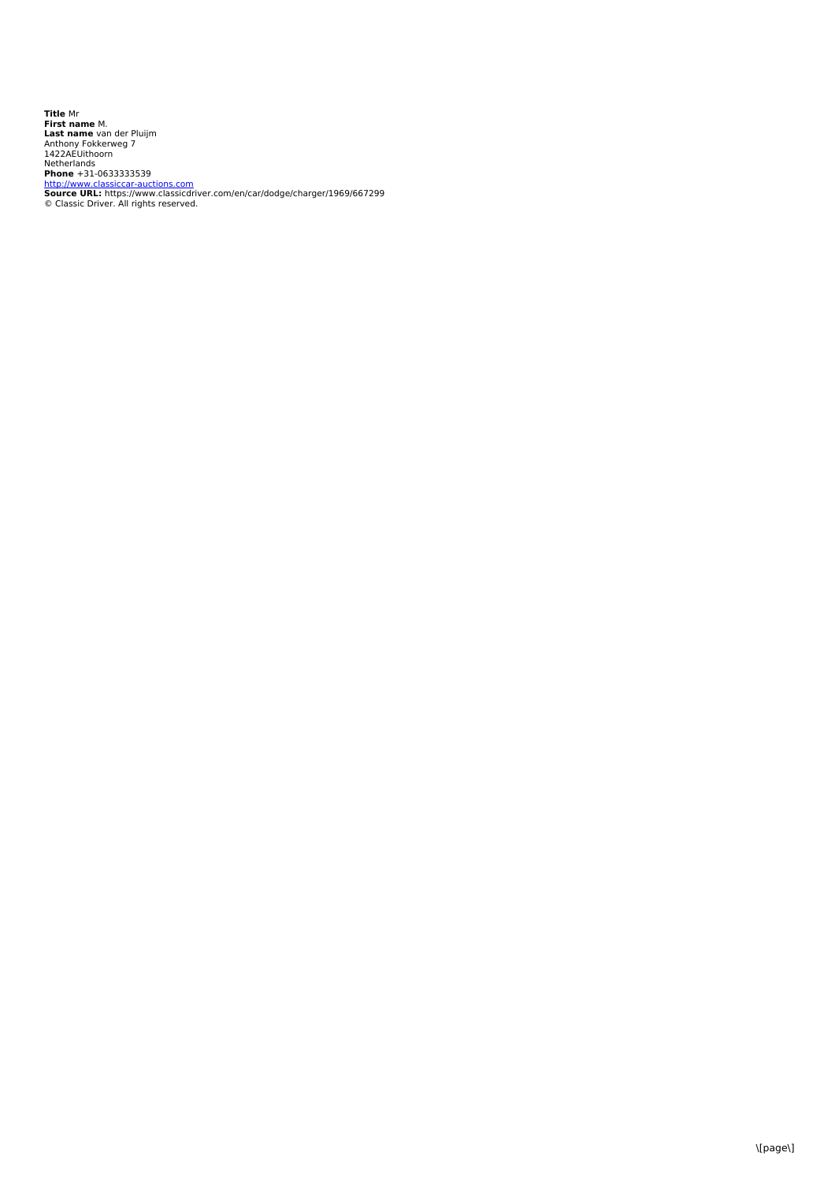**Title** Mr
**First name** M.
**Last name** van der Pluijm
Anthony Fokkerweg 7
1422AEUithoorn
Netherlands
**Phone** +31-0633333539
[http://www.classiccar-auctions.com](http://www.classiccar-auctions.com)
**Source URL:** https://www.classicdriver.com/en/car/dodge/charger/1969/667299
© Classic Driver. All rights reserved.